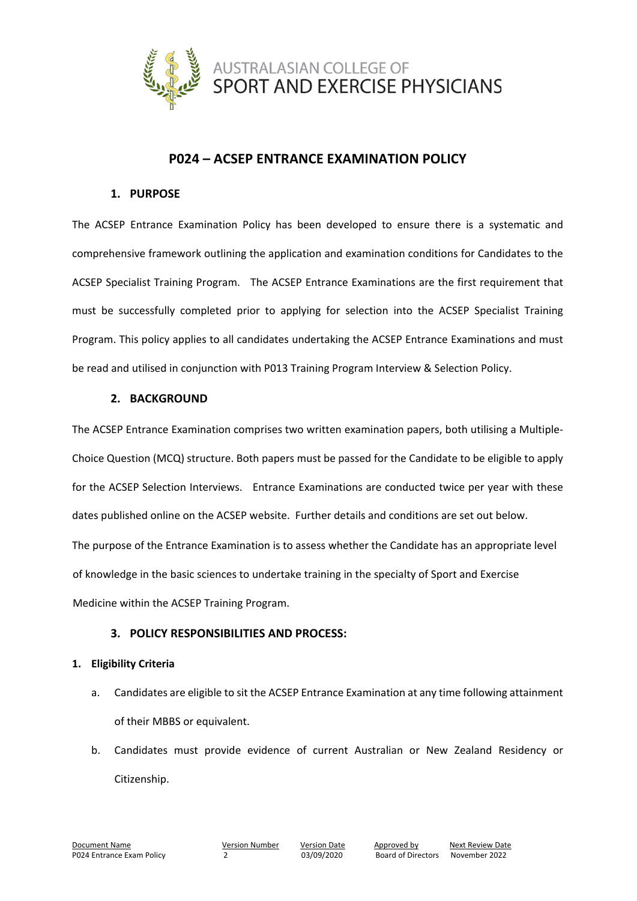AUSTRALASIAN COLLEGE OF
SPORT AND EXERCISE PHYSICIANS

# P024 – ACSEP ENTRANCE EXAMINATION POLICY

## 1. PURPOSE

The ACSEP Entrance Examination Policy has been developed to ensure there is a systematic and comprehensive framework outlining the application and examination conditions for Candidates to the ACSEP Specialist Training Program. The ACSEP Entrance Examinations are the first requirement that must be successfully completed prior to applying for selection into the ACSEP Specialist Training Program. This policy applies to all candidates undertaking the ACSEP Entrance Examinations and must be read and utilised in conjunction with P013 Training Program Interview & Selection Policy.

## 2. BACKGROUND

The ACSEP Entrance Examination comprises two written examination papers, both utilising a Multiple-Choice Question (MCQ) structure. Both papers must be passed for the Candidate to be eligible to apply for the ACSEP Selection Interviews. Entrance Examinations are conducted twice per year with these dates published online on the ACSEP website. Further details and conditions are set out below.

The purpose of the Entrance Examination is to assess whether the Candidate has an appropriate level of knowledge in the basic sciences to undertake training in the specialty of Sport and Exercise Medicine within the ACSEP Training Program.

## 3. POLICY RESPONSIBILITIES AND PROCESS:

### 1. Eligibility Criteria

a. Candidates are eligible to sit the ACSEP Entrance Examination at any time following attainment of their MBBS or equivalent.

b. Candidates must provide evidence of current Australian or New Zealand Residency or Citizenship.

| Document Name | Version Number | Version Date | Approved by | Next Review Date |
|---|---|---|---|---|
| P024 Entrance Exam Policy | 2 | 03/09/2020 | Board of Directors | November 2022 |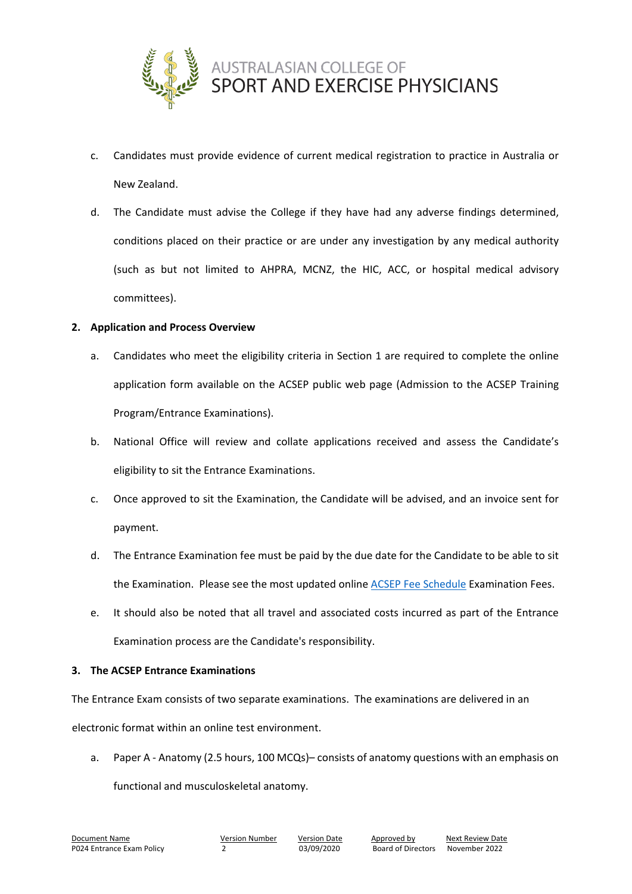c. Candidates must provide evidence of current medical registration to practice in Australia or New Zealand.

d. The Candidate must advise the College if they have had any adverse findings determined, conditions placed on their practice or are under any investigation by any medical authority (such as but not limited to AHPRA, MCNZ, the HIC, ACC, or hospital medical advisory committees).

## 2. Application and Process Overview

a. Candidates who meet the eligibility criteria in Section 1 are required to complete the online application form available on the ACSEP public web page (Admission to the ACSEP Training Program/Entrance Examinations).

b. National Office will review and collate applications received and assess the Candidate's eligibility to sit the Entrance Examinations.

c. Once approved to sit the Examination, the Candidate will be advised, and an invoice sent for payment.

d. The Entrance Examination fee must be paid by the due date for the Candidate to be able to sit the Examination. Please see the most updated online ACSEP Fee Schedule Examination Fees.

e. It should also be noted that all travel and associated costs incurred as part of the Entrance Examination process are the Candidate's responsibility.

## 3. The ACSEP Entrance Examinations

The Entrance Exam consists of two separate examinations. The examinations are delivered in an electronic format within an online test environment.

a. Paper A - Anatomy (2.5 hours, 100 MCQs)– consists of anatomy questions with an emphasis on functional and musculoskeletal anatomy.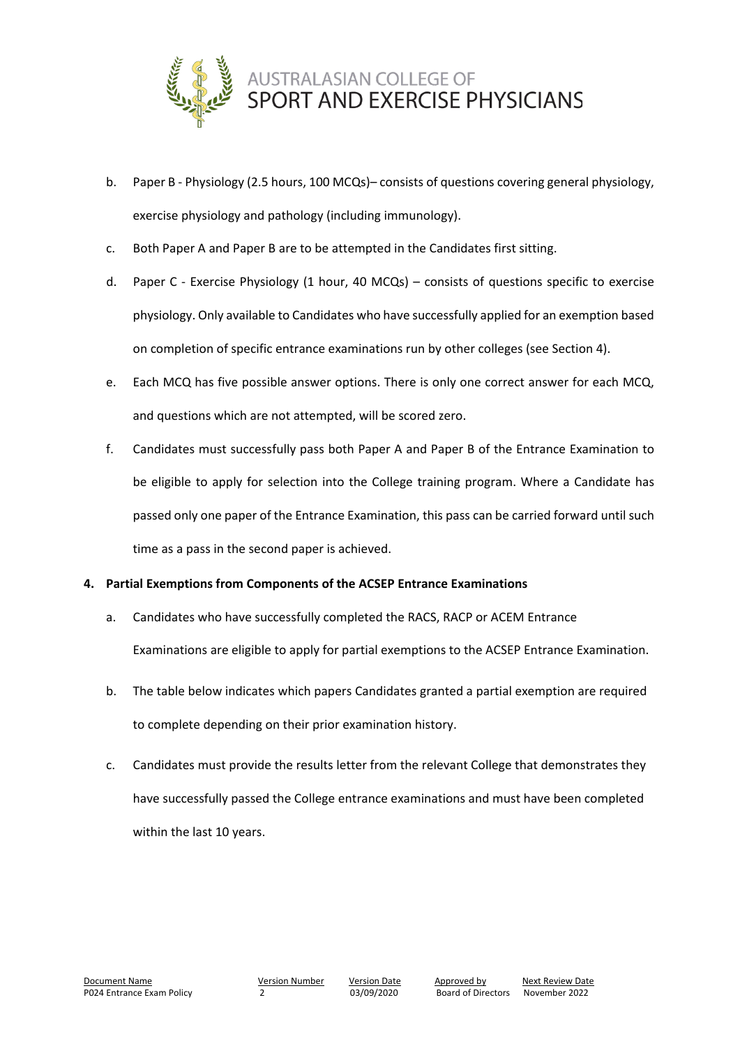b. Paper B - Physiology (2.5 hours, 100 MCQs)– consists of questions covering general physiology, exercise physiology and pathology (including immunology).

c. Both Paper A and Paper B are to be attempted in the Candidates first sitting.

d. Paper C - Exercise Physiology (1 hour, 40 MCQs) – consists of questions specific to exercise physiology. Only available to Candidates who have successfully applied for an exemption based on completion of specific entrance examinations run by other colleges (see Section 4).

e. Each MCQ has five possible answer options. There is only one correct answer for each MCQ, and questions which are not attempted, will be scored zero.

f. Candidates must successfully pass both Paper A and Paper B of the Entrance Examination to be eligible to apply for selection into the College training program. Where a Candidate has passed only one paper of the Entrance Examination, this pass can be carried forward until such time as a pass in the second paper is achieved.

**4. Partial Exemptions from Components of the ACSEP Entrance Examinations**

a. Candidates who have successfully completed the RACS, RACP or ACEM Entrance Examinations are eligible to apply for partial exemptions to the ACSEP Entrance Examination.

b. The table below indicates which papers Candidates granted a partial exemption are required to complete depending on their prior examination history.

c. Candidates must provide the results letter from the relevant College that demonstrates they have successfully passed the College entrance examinations and must have been completed within the last 10 years.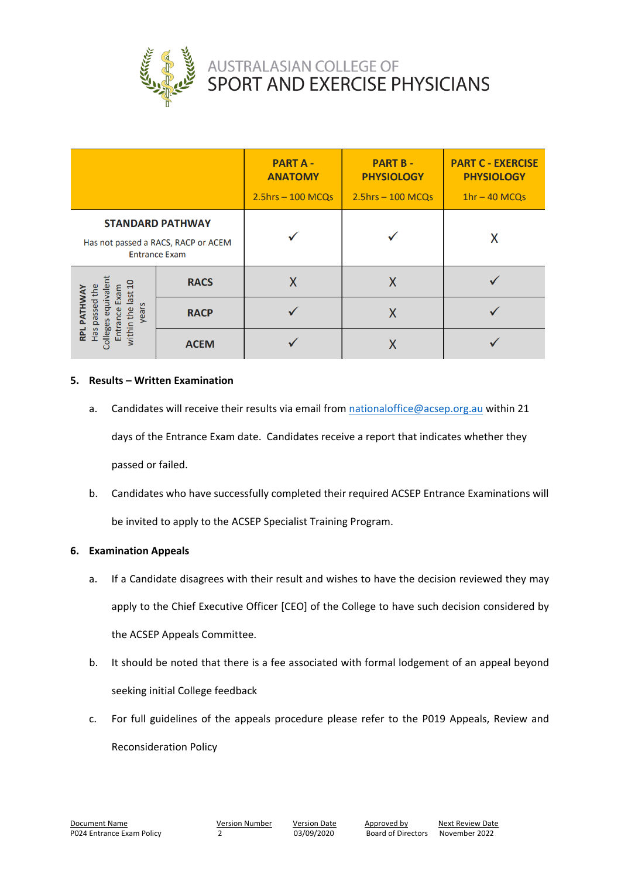| | | PART A - ANATOMY<br>2.5hrs – 100 MCQs | PART B - PHYSIOLOGY<br>2.5hrs – 100 MCQs | PART C - EXERCISE PHYSIOLOGY<br>1hr – 40 MCQs |
|---|---|---|---|---|
| **STANDARD PATHWAY**<br>Has not passed a RACS, RACP or ACEM Entrance Exam | | ✓ | ✓ | X |
| **RPL PATHWAY**<br>Has passed the Colleges equivalent Entrance Exam within the last 10 years | **RACS** | X | X | ✓ |
| | **RACP** | ✓ | X | ✓ |
| | **ACEM** | ✓ | X | ✓ |

## 5. Results – Written Examination

a. Candidates will receive their results via email from nationaloffice@acsep.org.au within 21 days of the Entrance Exam date. Candidates receive a report that indicates whether they passed or failed.

b. Candidates who have successfully completed their required ACSEP Entrance Examinations will be invited to apply to the ACSEP Specialist Training Program.

## 6. Examination Appeals

a. If a Candidate disagrees with their result and wishes to have the decision reviewed they may apply to the Chief Executive Officer [CEO] of the College to have such decision considered by the ACSEP Appeals Committee.

b. It should be noted that there is a fee associated with formal lodgement of an appeal beyond seeking initial College feedback

c. For full guidelines of the appeals procedure please refer to the P019 Appeals, Review and Reconsideration Policy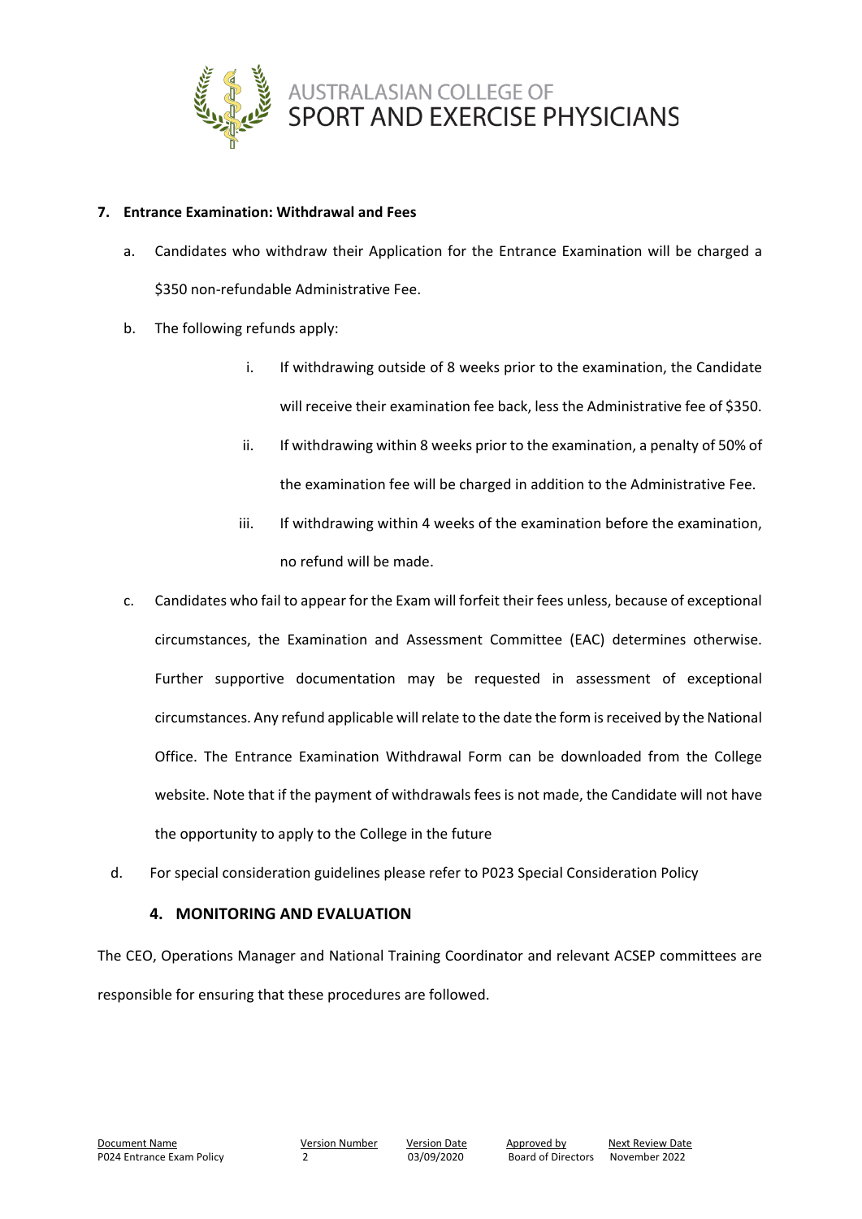### 7. Entrance Examination: Withdrawal and Fees

a. Candidates who withdraw their Application for the Entrance Examination will be charged a $350 non-refundable Administrative Fee.

b. The following refunds apply:

   i. If withdrawing outside of 8 weeks prior to the examination, the Candidate will receive their examination fee back, less the Administrative fee of $350.

   ii. If withdrawing within 8 weeks prior to the examination, a penalty of 50% of the examination fee will be charged in addition to the Administrative Fee.

   iii. If withdrawing within 4 weeks of the examination before the examination, no refund will be made.

c. Candidates who fail to appear for the Exam will forfeit their fees unless, because of exceptional circumstances, the Examination and Assessment Committee (EAC) determines otherwise. Further supportive documentation may be requested in assessment of exceptional circumstances. Any refund applicable will relate to the date the form is received by the National Office. The Entrance Examination Withdrawal Form can be downloaded from the College website. Note that if the payment of withdrawals fees is not made, the Candidate will not have the opportunity to apply to the College in the future

d. For special consideration guidelines please refer to P023 Special Consideration Policy

## 4. MONITORING AND EVALUATION

The CEO, Operations Manager and National Training Coordinator and relevant ACSEP committees are responsible for ensuring that these procedures are followed.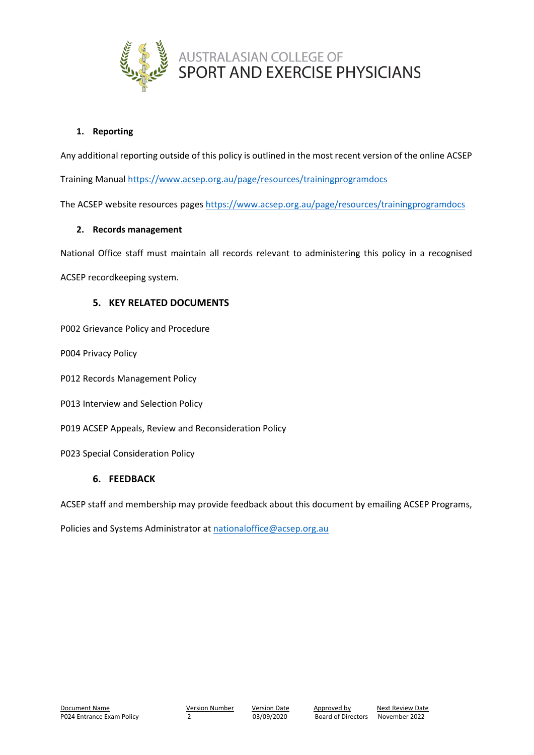### 1. Reporting

Any additional reporting outside of this policy is outlined in the most recent version of the online ACSEP Training Manual https://www.acsep.org.au/page/resources/trainingprogramdocs

The ACSEP website resources pages https://www.acsep.org.au/page/resources/trainingprogramdocs

### 2. Records management

National Office staff must maintain all records relevant to administering this policy in a recognised ACSEP recordkeeping system.

## 5. KEY RELATED DOCUMENTS

P002 Grievance Policy and Procedure

P004 Privacy Policy

P012 Records Management Policy

P013 Interview and Selection Policy

P019 ACSEP Appeals, Review and Reconsideration Policy

P023 Special Consideration Policy

## 6. FEEDBACK

ACSEP staff and membership may provide feedback about this document by emailing ACSEP Programs, Policies and Systems Administrator at nationaloffice@acsep.org.au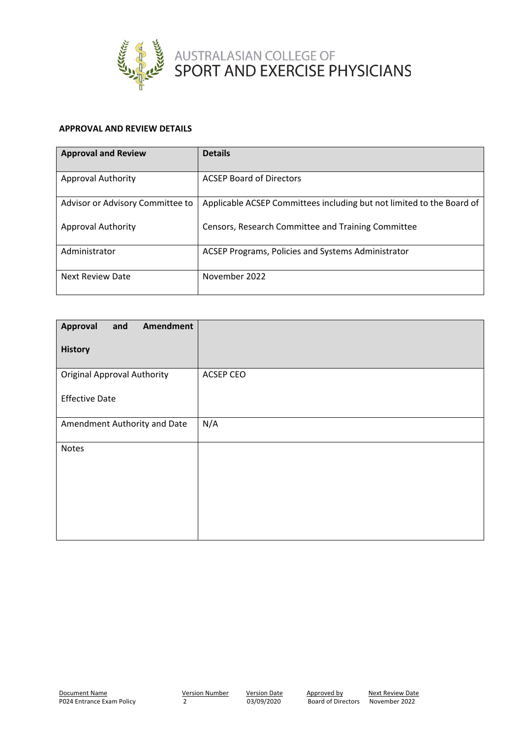**APPROVAL AND REVIEW DETAILS**

| Approval and Review | Details |
|---|---|
| Approval Authority | ACSEP Board of Directors |
| Advisor or Advisory Committee to Approval Authority | Applicable ACSEP Committees including but not limited to the Board of Censors, Research Committee and Training Committee |
| Administrator | ACSEP Programs, Policies and Systems Administrator |
| Next Review Date | November 2022 |

| Approval and Amendment History | |
|---|---|
| Original Approval Authority Effective Date | ACSEP CEO |
| Amendment Authority and Date | N/A |
| Notes | |